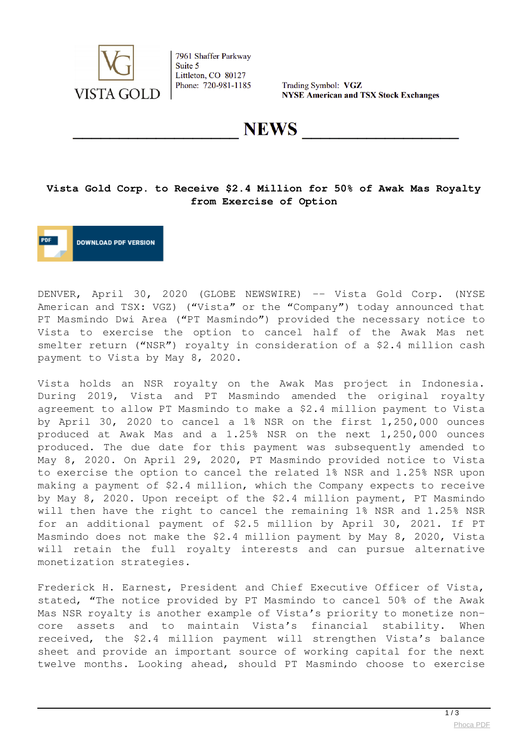VISTA GOLD

7961 Shaffer Parkway
Suite 5
Littleton, CO 80127
Phone: 720-981-1185

Trading Symbol: **VGZ**
**NYSE American and TSX Stock Exchanges**

# NEWS

## Vista Gold Corp. to Receive $2.4 Million for 50% of Awak Mas Royalty from Exercise of Option

DOWNLOAD PDF VERSION

DENVER, April 30, 2020 (GLOBE NEWSWIRE) -- Vista Gold Corp. (NYSE American and TSX: VGZ) ("Vista" or the "Company") today announced that PT Masmindo Dwi Area ("PT Masmindo") provided the necessary notice to Vista to exercise the option to cancel half of the Awak Mas net smelter return ("NSR") royalty in consideration of a $2.4 million cash payment to Vista by May 8, 2020.

Vista holds an NSR royalty on the Awak Mas project in Indonesia. During 2019, Vista and PT Masmindo amended the original royalty agreement to allow PT Masmindo to make a $2.4 million payment to Vista by April 30, 2020 to cancel a 1% NSR on the first 1,250,000 ounces produced at Awak Mas and a 1.25% NSR on the next 1,250,000 ounces produced. The due date for this payment was subsequently amended to May 8, 2020. On April 29, 2020, PT Masmindo provided notice to Vista to exercise the option to cancel the related 1% NSR and 1.25% NSR upon making a payment of $2.4 million, which the Company expects to receive by May 8, 2020. Upon receipt of the $2.4 million payment, PT Masmindo will then have the right to cancel the remaining 1% NSR and 1.25% NSR for an additional payment of $2.5 million by April 30, 2021. If PT Masmindo does not make the $2.4 million payment by May 8, 2020, Vista will retain the full royalty interests and can pursue alternative monetization strategies.

Frederick H. Earnest, President and Chief Executive Officer of Vista, stated, "The notice provided by PT Masmindo to cancel 50% of the Awak Mas NSR royalty is another example of Vista's priority to monetize non-core assets and to maintain Vista's financial stability. When received, the $2.4 million payment will strengthen Vista's balance sheet and provide an important source of working capital for the next twelve months. Looking ahead, should PT Masmindo choose to exercise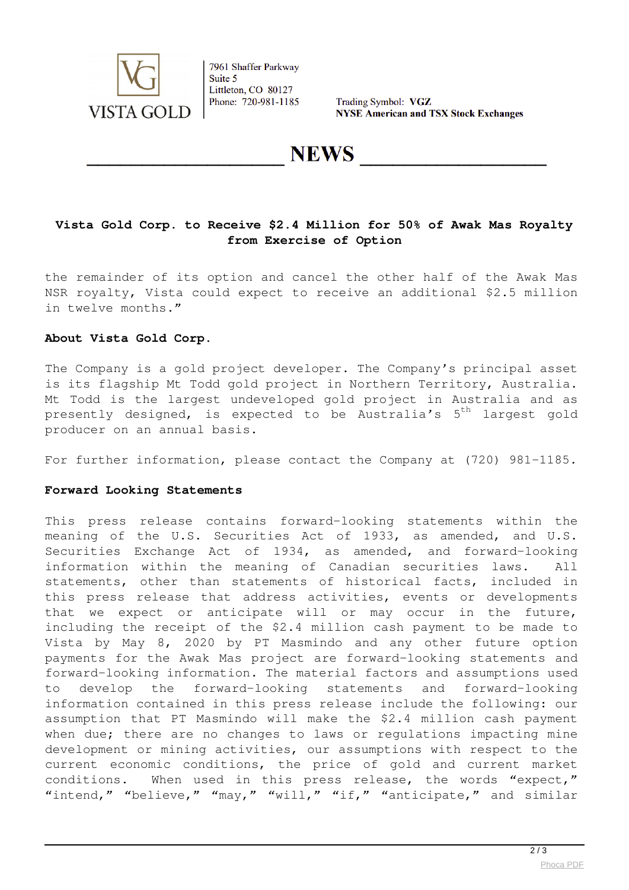# Vista Gold Corp. to Receive $2.4 Million for 50% of Awak Mas Royalty from Exercise of Option

the remainder of its option and cancel the other half of the Awak Mas NSR royalty, Vista could expect to receive an additional $2.5 million in twelve months."

**About Vista Gold Corp.**

The Company is a gold project developer. The Company's principal asset is its flagship Mt Todd gold project in Northern Territory, Australia. Mt Todd is the largest undeveloped gold project in Australia and as presently designed, is expected to be Australia's 5th largest gold producer on an annual basis.

For further information, please contact the Company at (720) 981-1185.

**Forward Looking Statements**

This press release contains forward-looking statements within the meaning of the U.S. Securities Act of 1933, as amended, and U.S. Securities Exchange Act of 1934, as amended, and forward-looking information within the meaning of Canadian securities laws. All statements, other than statements of historical facts, included in this press release that address activities, events or developments that we expect or anticipate will or may occur in the future, including the receipt of the $2.4 million cash payment to be made to Vista by May 8, 2020 by PT Masmindo and any other future option payments for the Awak Mas project are forward-looking statements and forward-looking information. The material factors and assumptions used to develop the forward-looking statements and forward-looking information contained in this press release include the following: our assumption that PT Masmindo will make the $2.4 million cash payment when due; there are no changes to laws or regulations impacting mine development or mining activities, our assumptions with respect to the current economic conditions, the price of gold and current market conditions. When used in this press release, the words "expect," "intend," "believe," "may," "will," "if," "anticipate," and similar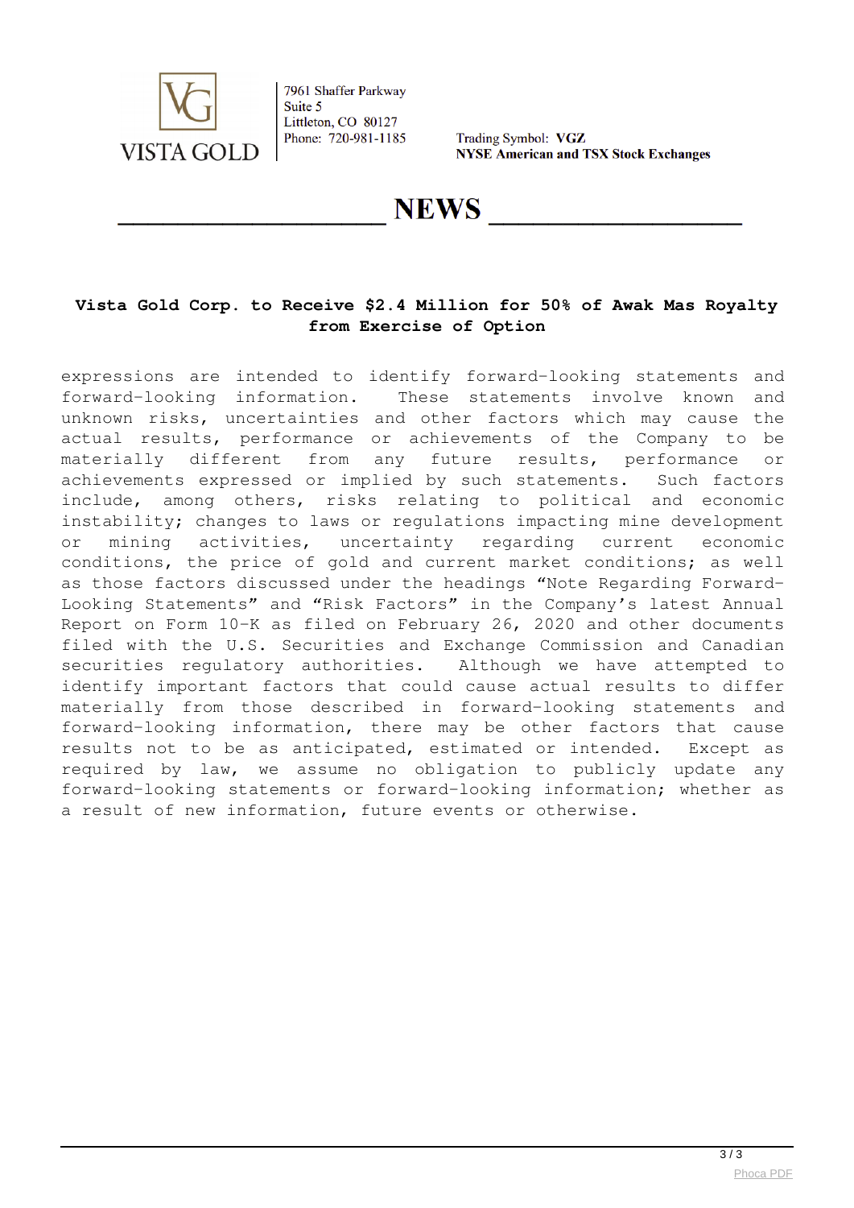expressions are intended to identify forward-looking statements and forward-looking information. These statements involve known and unknown risks, uncertainties and other factors which may cause the actual results, performance or achievements of the Company to be materially different from any future results, performance or achievements expressed or implied by such statements. Such factors include, among others, risks relating to political and economic instability; changes to laws or regulations impacting mine development or mining activities, uncertainty regarding current economic conditions, the price of gold and current market conditions; as well as those factors discussed under the headings "Note Regarding Forward-Looking Statements" and "Risk Factors" in the Company's latest Annual Report on Form 10-K as filed on February 26, 2020 and other documents filed with the U.S. Securities and Exchange Commission and Canadian securities regulatory authorities. Although we have attempted to identify important factors that could cause actual results to differ materially from those described in forward-looking statements and forward-looking information, there may be other factors that cause results not to be as anticipated, estimated or intended. Except as required by law, we assume no obligation to publicly update any forward-looking statements or forward-looking information; whether as a result of new information, future events or otherwise.